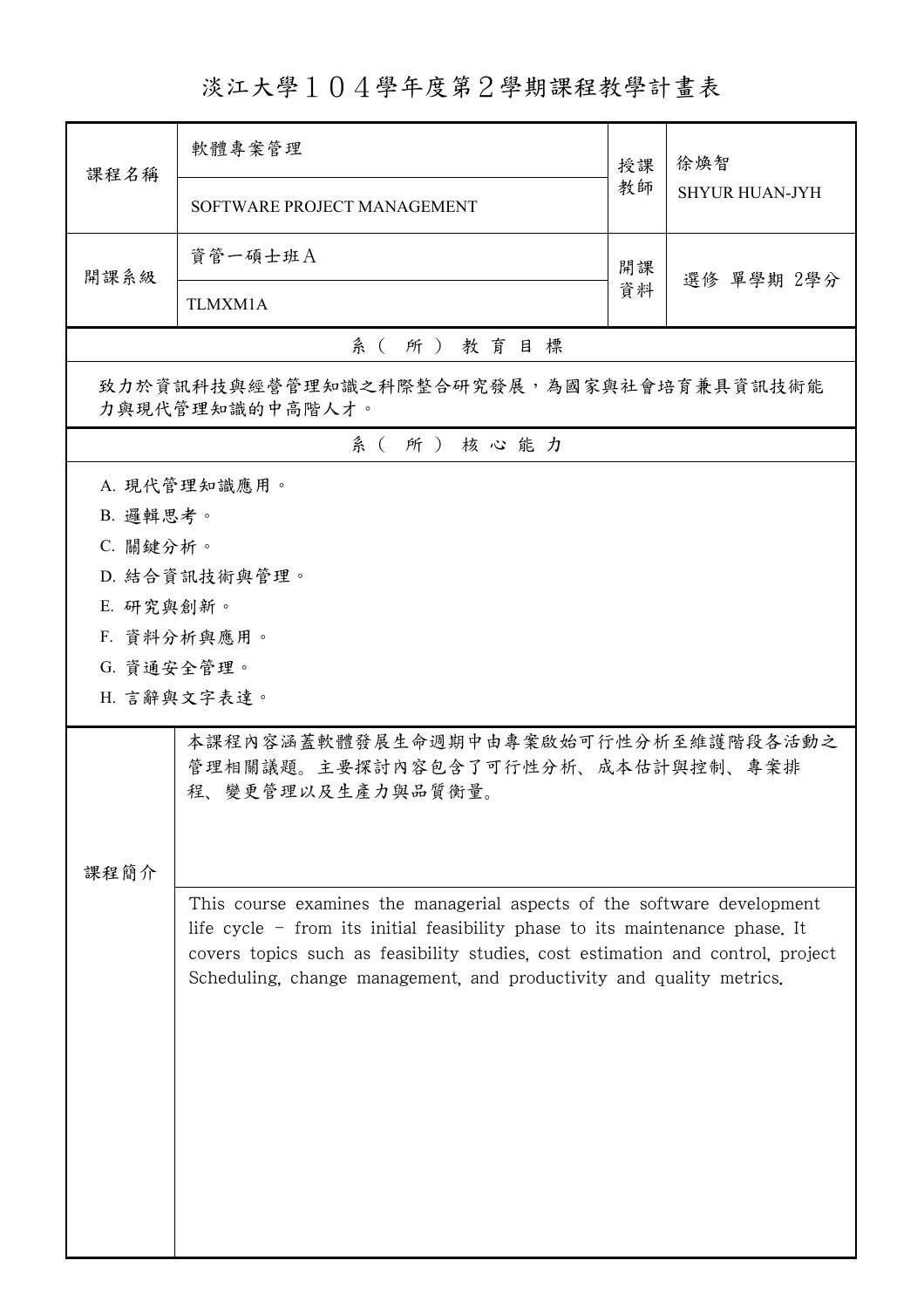# 淡江大學１０４學年度第２學期課程教學計畫表

| 課程名稱 | 軟體專案管理 | 授課教師 | 徐煥智 |
| --- | --- | --- | --- |
| | SOFTWARE PROJECT MANAGEMENT | | SHYUR HUAN-JYH |
| 開課系級 | 資管一碩士班Ａ | 開課資料 | 選修 單學期 2學分 |
| | TLMXM1A | | |

## 系（所）教育目標

致力於資訊科技與經營管理知識之科際整合研究發展，為國家與社會培育兼具資訊技術能力與現代管理知識的中高階人才。

## 系（所）核心能力

A. 現代管理知識應用。

B. 邏輯思考。

C. 關鍵分析。

D. 結合資訊技術與管理。

E. 研究與創新。

F. 資料分析與應用。

G. 資通安全管理。

H. 言辭與文字表達。

## 課程簡介

本課程內容涵蓋軟體發展生命週期中由專案啟始可行性分析至維護階段各活動之管理相關議題。主要探討內容包含了可行性分析、成本估計與控制、專案排程、變更管理以及生產力與品質衡量。

This course examines the managerial aspects of the software development life cycle - from its initial feasibility phase to its maintenance phase. It covers topics such as feasibility studies, cost estimation and control, project Scheduling, change management, and productivity and quality metrics.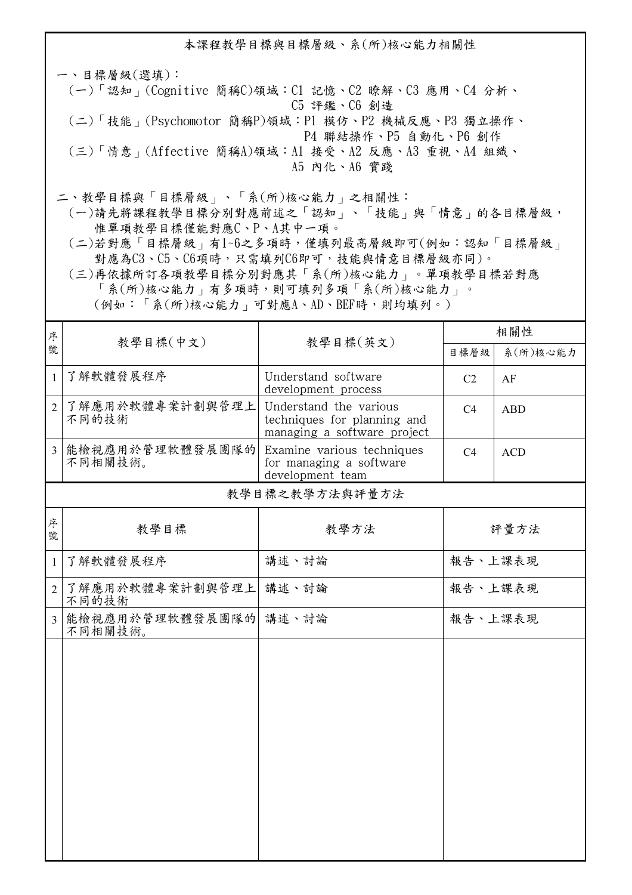## 本課程教學目標與目標層級、系(所)核心能力相關性

一、目標層級(選填)：

(一)「認知」(Cognitive 簡稱C)領域：C1 記憶、C2 瞭解、C3 應用、C4 分析、C5 評鑑、C6 創造

(二)「技能」(Psychomotor 簡稱P)領域：P1 模仿、P2 機械反應、P3 獨立操作、P4 聯結操作、P5 自動化、P6 創作

(三)「情意」(Affective 簡稱A)領域：A1 接受、A2 反應、A3 重視、A4 組織、A5 內化、A6 實踐

二、教學目標與「目標層級」、「系(所)核心能力」之相關性：

(一)請先將課程教學目標分別對應前述之「認知」、「技能」與「情意」的各目標層級，惟單項教學目標僅能對應C、P、A其中一項。

(二)若對應「目標層級」有1~6之多項時，僅填列最高層級即可(例如：認知「目標層級」對應為C3、C5、C6項時，只需填列C6即可，技能與情意目標層級亦同)。

(三)再依據所訂各項教學目標分別對應其「系(所)核心能力」。單項教學目標若對應「系(所)核心能力」有多項時，則可填列多項「系(所)核心能力」。(例如：「系(所)核心能力」可對應A、AD、BEF時，則均填列。)

| 序號 | 教學目標(中文) | 教學目標(英文) | 相關性 | |
|---|---|---|---|---|
| | | | 目標層級 | 系(所)核心能力 |
| 1 | 了解軟體發展程序 | Understand software development process | C2 | AF |
| 2 | 了解應用於軟體專案計劃與管理上不同的技術 | Understand the various techniques for planning and managing a software project | C4 | ABD |
| 3 | 能檢視應用於管理軟體發展團隊的不同相關技術。 | Examine various techniques for managing a software development team | C4 | ACD |

## 教學目標之教學方法與評量方法

| 序號 | 教學目標 | 教學方法 | 評量方法 |
|---|---|---|---|
| 1 | 了解軟體發展程序 | 講述、討論 | 報告、上課表現 |
| 2 | 了解應用於軟體專案計劃與管理上不同的技術 | 講述、討論 | 報告、上課表現 |
| 3 | 能檢視應用於管理軟體發展團隊的不同相關技術。 | 講述、討論 | 報告、上課表現 |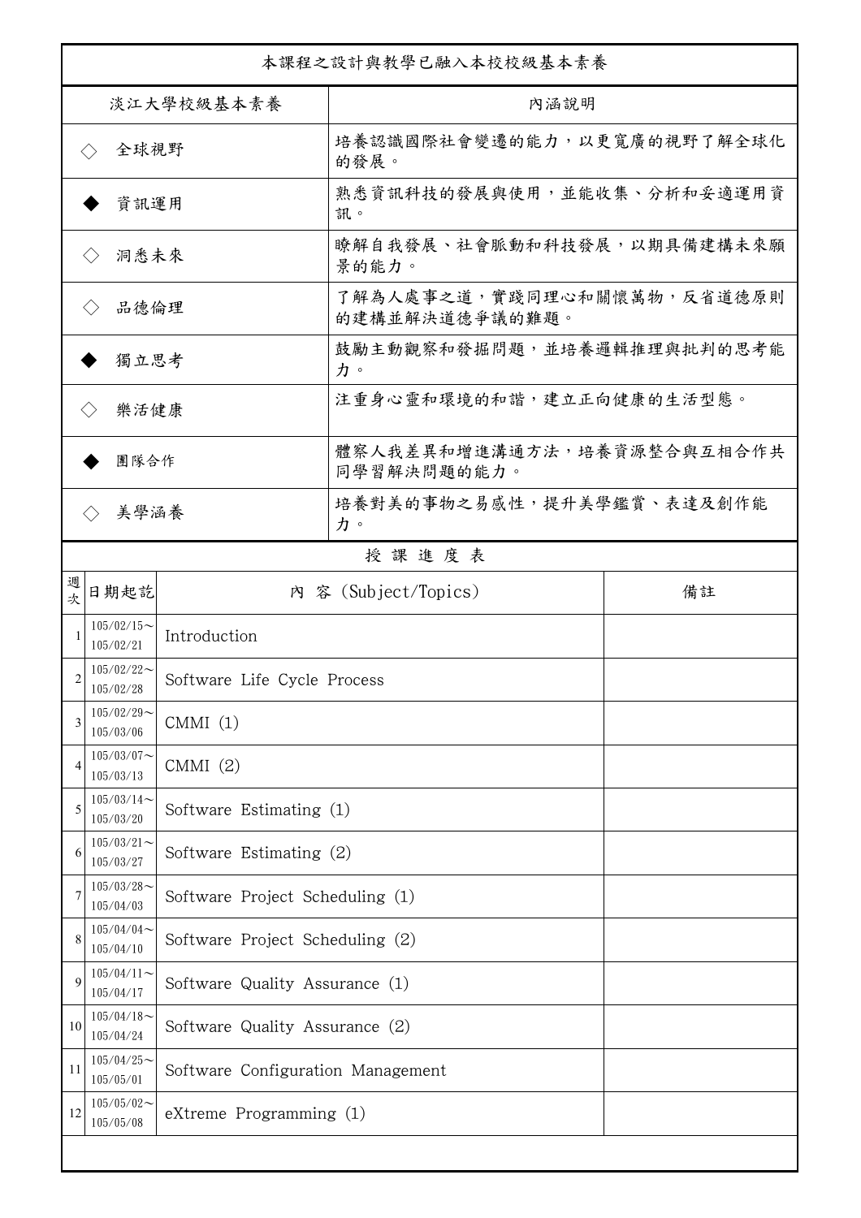| 本課程之設計與教學已融入本校校級基本素養 | |
|---|---|
| 淡江大學校級基本素養 | 內涵說明 |
| ◇ 全球視野 | 培養認識國際社會變遷的能力，以更寬廣的視野了解全球化的發展。 |
| ◆ 資訊運用 | 熟悉資訊科技的發展與使用，並能收集、分析和妥適運用資訊。 |
| ◇ 洞悉未來 | 瞭解自我發展、社會脈動和科技發展，以期具備建構未來願景的能力。 |
| ◇ 品德倫理 | 了解為人處事之道，實踐同理心和關懷萬物，反省道德原則的建構並解決道德爭議的難題。 |
| ◆ 獨立思考 | 鼓勵主動觀察和發掘問題，並培養邏輯推理與批判的思考能力。 |
| ◇ 樂活健康 | 注重身心靈和環境的和諧，建立正向健康的生活型態。 |
| ◆ 團隊合作 | 體察人我差異和增進溝通方法，培養資源整合與互相合作共同學習解決問題的能力。 |
| ◇ 美學涵養 | 培養對美的事物之易感性，提升美學鑑賞、表達及創作能力。 |

授 課 進 度 表

| 週次 | 日期起訖 | 內 容 (Subject/Topics) | 備註 |
|---|---|---|---|
| 1 | 105/02/15～105/02/21 | Introduction | |
| 2 | 105/02/22～105/02/28 | Software Life Cycle Process | |
| 3 | 105/02/29～105/03/06 | CMMI (1) | |
| 4 | 105/03/07～105/03/13 | CMMI (2) | |
| 5 | 105/03/14～105/03/20 | Software Estimating (1) | |
| 6 | 105/03/21～105/03/27 | Software Estimating (2) | |
| 7 | 105/03/28～105/04/03 | Software Project Scheduling (1) | |
| 8 | 105/04/04～105/04/10 | Software Project Scheduling (2) | |
| 9 | 105/04/11～105/04/17 | Software Quality Assurance (1) | |
| 10 | 105/04/18～105/04/24 | Software Quality Assurance (2) | |
| 11 | 105/04/25～105/05/01 | Software Configuration Management | |
| 12 | 105/05/02～105/05/08 | eXtreme Programming (1) | |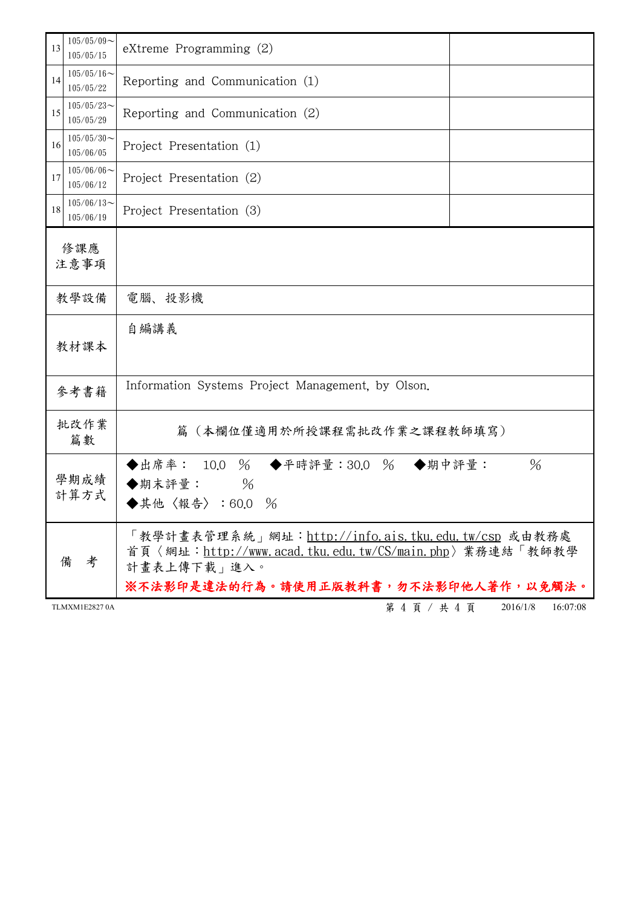| | | | |
|---|---|---|---|
| 13 | 105/05/09～105/05/15 | eXtreme Programming (2) | |
| 14 | 105/05/16～105/05/22 | Reporting and Communication (1) | |
| 15 | 105/05/23～105/05/29 | Reporting and Communication (2) | |
| 16 | 105/05/30～105/06/05 | Project Presentation (1) | |
| 17 | 105/06/06～105/06/12 | Project Presentation (2) | |
| 18 | 105/06/13～105/06/19 | Project Presentation (3) | |

| | |
|---|---|
| 修課應注意事項 | |
| 教學設備 | 電腦、投影機 |
| 教材課本 | 自編講義 |
| 參考書籍 | Information Systems Project Management, by Olson. |
| 批改作業篇數 | 篇（本欄位僅適用於所授課程需批改作業之課程教師填寫） |
| 學期成績計算方式 | ◆出席率： 10.0 %　◆平時評量：30.0 %　◆期中評量： %<br>◆期末評量： %<br>◆其他〈報告〉：60.0 % |
| 備　考 | 「教學計畫表管理系統」網址：http://info.ais.tku.edu.tw/csp 或由教務處首頁〈網址：http://www.acad.tku.edu.tw/CS/main.php〉業務連結「教師教學計畫表上傳下載」進入。<br>**※不法影印是違法的行為。請使用正版教科書，勿不法影印他人著作，以免觸法。** |

TLMXM1E2827 0A　　2016/1/8　16:07:08